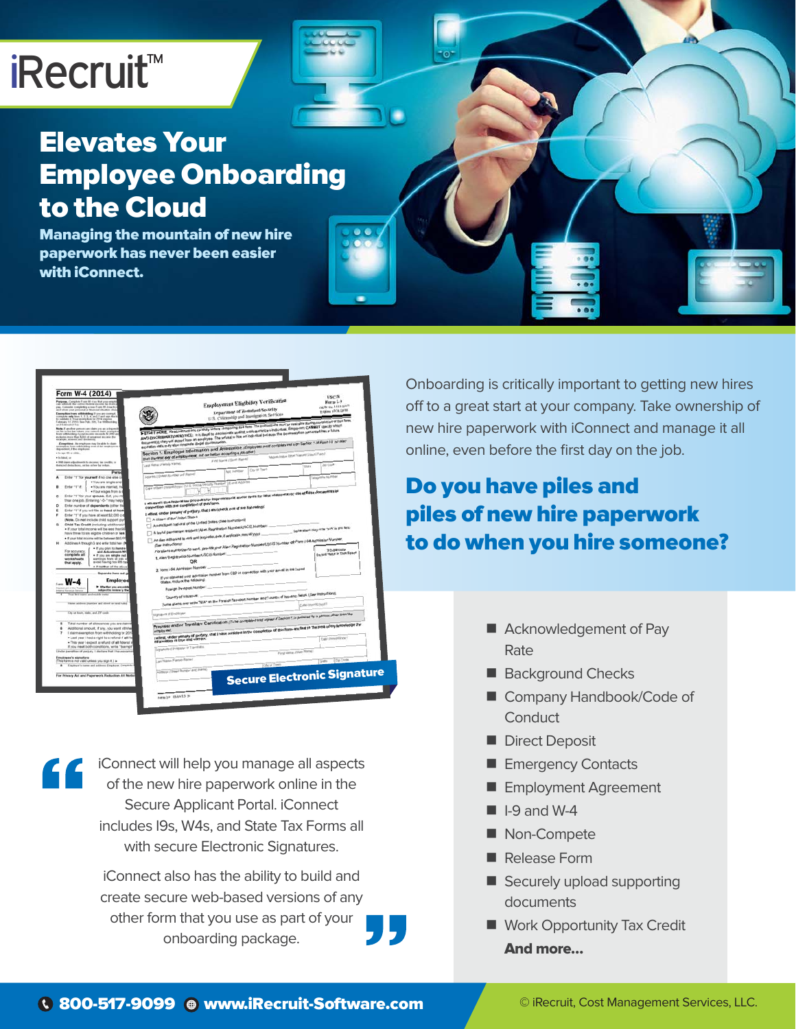# iRecruit™

## Elevates Your Employee Onboarding to the Cloud

**Managing the mountain of new hire paperwork has never been easier with iConnect.**

Onboarding is critically important to getting new hires off to a great start at your company. Take ownership of new hire paperwork with iConnect and manage it all online, even before the first day on the job.

## Do you have piles and piles of new hire paperwork to do when you hire someone?

Secure Electronic Signature

- Acknowledgement of Pay Rate
- Background Checks
- Company Handbook/Code of Conduct
- Direct Deposit
- Emergency Contacts
- Employment Agreement
- I-9 and W-4
- Non-Compete
- Release Form
- Securely upload supporting documents
- Work Opportunity Tax Credit

**And more...**

> iConnect will help you manage all aspects of the new hire paperwork online in the Secure Applicant Portal. iConnect includes I9s, W4s, and State Tax Forms all with secure Electronic Signatures.
>
> iConnect also has the ability to build and create secure web-based versions of any other form that you use as part of your onboarding package.

**800-517-9099** **www.iRecruit-Software.com**

© iRecruit, Cost Management Services, LLC.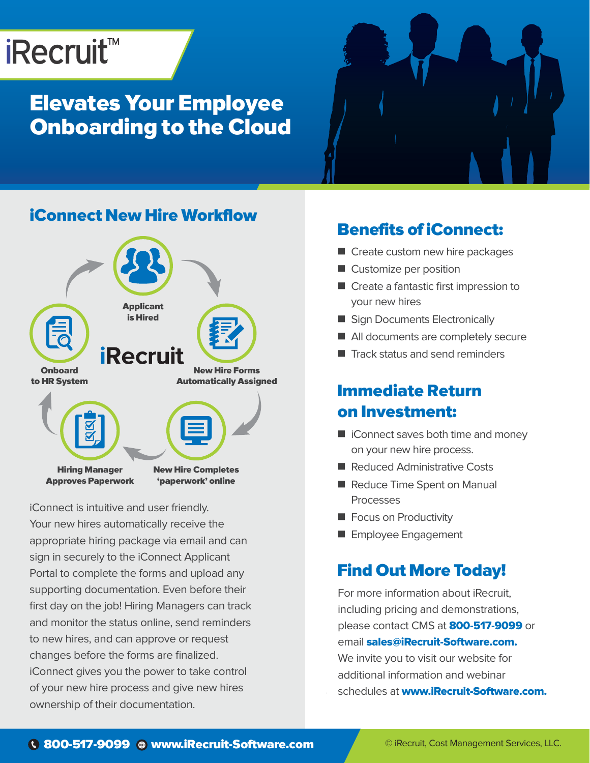# iRecruit™

## Elevates Your Employee Onboarding to the Cloud

## iConnect New Hire Workflow

iRecruit

Applicant is Hired

New Hire Forms Automatically Assigned

New Hire Completes 'paperwork' online

Hiring Manager Approves Paperwork

Onboard to HR System

iConnect is intuitive and user friendly. Your new hires automatically receive the appropriate hiring package via email and can sign in securely to the iConnect Applicant Portal to complete the forms and upload any supporting documentation. Even before their first day on the job! Hiring Managers can track and monitor the status online, send reminders to new hires, and can approve or request changes before the forms are finalized. iConnect gives you the power to take control of your new hire process and give new hires ownership of their documentation.

## Benefits of iConnect:

- Create custom new hire packages
- Customize per position
- Create a fantastic first impression to your new hires
- Sign Documents Electronically
- All documents are completely secure
- Track status and send reminders

## Immediate Return on Investment:

- iConnect saves both time and money on your new hire process.
- Reduced Administrative Costs
- Reduce Time Spent on Manual Processes
- Focus on Productivity
- Employee Engagement

## Find Out More Today!

For more information about iRecruit, including pricing and demonstrations, please contact CMS at **800-517-9099** or email **sales@iRecruit-Software.com.** We invite you to visit our website for additional information and webinar schedules at **www.iRecruit-Software.com.**

**800-517-9099** **www.iRecruit-Software.com**

© iRecruit, Cost Management Services, LLC.